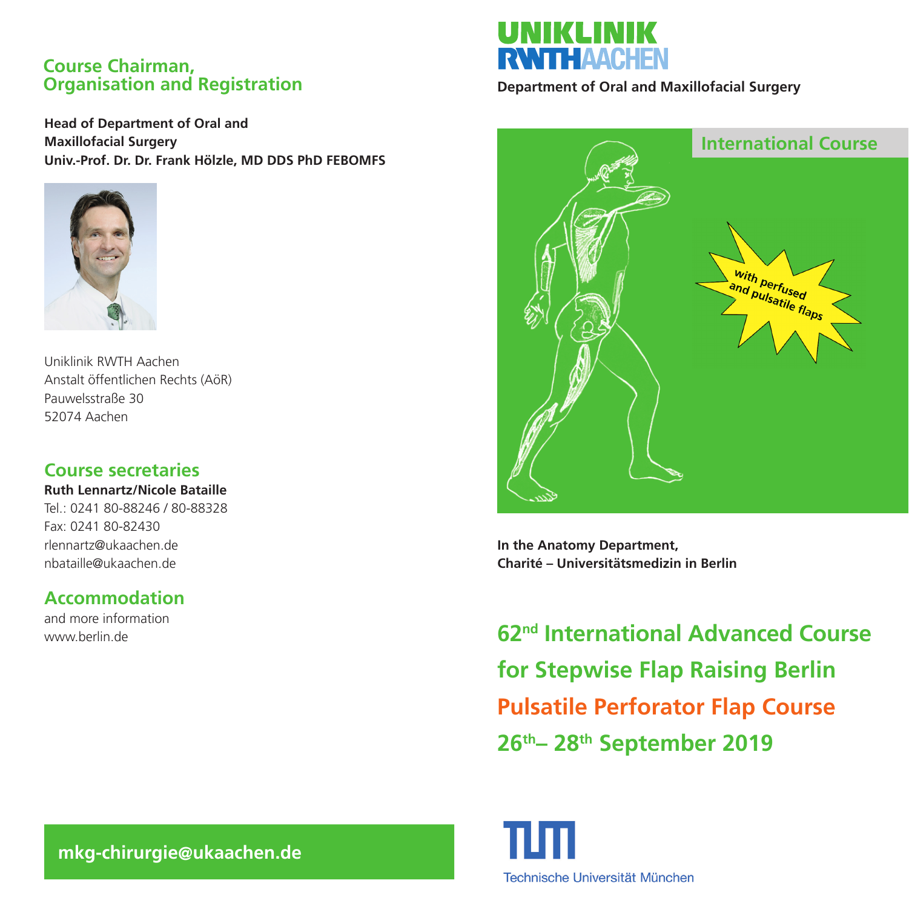## Course Chairman, Organisation and Registration

**Head of Department of Oral and Maxillofacial Surgery**
**Univ.-Prof. Dr. Dr. Frank Hölzle, MD DDS PhD FEBOMFS**

Uniklinik RWTH Aachen
Anstalt öffentlichen Rechts (AöR)
Pauwelsstraße 30
52074 Aachen

## Course secretaries

**Ruth Lennartz/Nicole Bataille**
Tel.: 0241 80-88246 / 80-88328
Fax: 0241 80-82430
rlennartz@ukaachen.de
nbataille@ukaachen.de

## Accommodation

and more information
www.berlin.de

**mkg-chirurgie@ukaachen.de**

UNIKLINIK RWTHAACHEN

**Department of Oral and Maxillofacial Surgery**

International Course

**with perfused and pulsatile flaps**

**In the Anatomy Department,**
**Charité – Universitätsmedizin in Berlin**

# 62nd International Advanced Course for Stepwise Flap Raising Berlin

# Pulsatile Perforator Flap Course

# 26th– 28th September 2019

Technische Universität München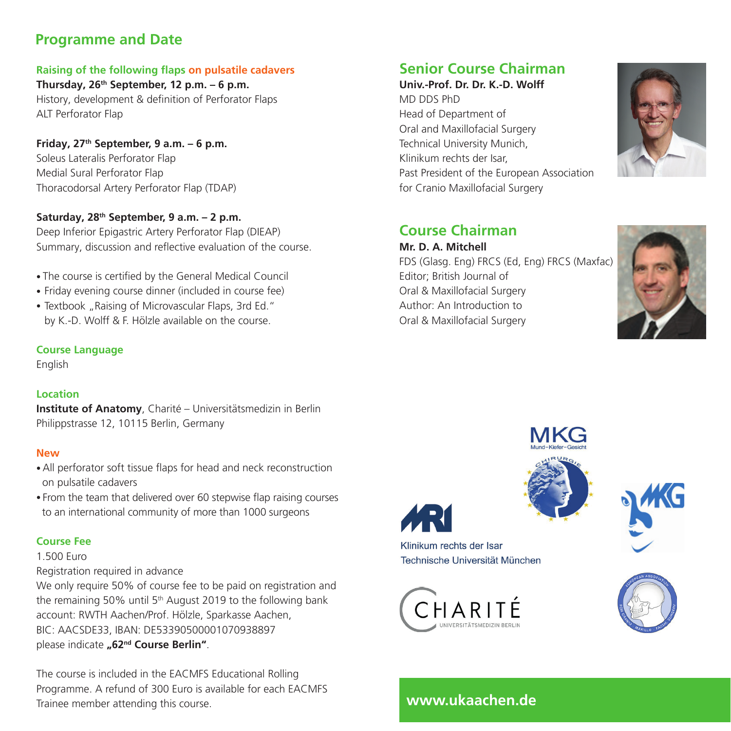## Programme and Date

**Raising of the following flaps on pulsatile cadavers**

**Thursday, 26th September, 12 p.m. – 6 p.m.**
History, development & definition of Perforator Flaps
ALT Perforator Flap

**Friday, 27th September, 9 a.m. – 6 p.m.**
Soleus Lateralis Perforator Flap
Medial Sural Perforator Flap
Thoracodorsal Artery Perforator Flap (TDAP)

**Saturday, 28th September, 9 a.m. – 2 p.m.**
Deep Inferior Epigastric Artery Perforator Flap (DIEAP)
Summary, discussion and reflective evaluation of the course.

- The course is certified by the General Medical Council
- Friday evening course dinner (included in course fee)
- Textbook „Raising of Microvascular Flaps, 3rd Ed." by K.-D. Wolff & F. Hölzle available on the course.

### Course Language

English

### Location

**Institute of Anatomy**, Charité – Universitätsmedizin in Berlin
Philippstrasse 12, 10115 Berlin, Germany

### New

- All perforator soft tissue flaps for head and neck reconstruction on pulsatile cadavers
- From the team that delivered over 60 stepwise flap raising courses to an international community of more than 1000 surgeons

### Course Fee

1.500 Euro
Registration required in advance
We only require 50% of course fee to be paid on registration and the remaining 50% until 5th August 2019 to the following bank account: RWTH Aachen/Prof. Hölzle, Sparkasse Aachen, BIC: AACSDE33, IBAN: DE53390500001070938897
please indicate **„62nd Course Berlin"**.

The course is included in the EACMFS Educational Rolling Programme. A refund of 300 Euro is available for each EACMFS Trainee member attending this course.

## Senior Course Chairman

**Univ.-Prof. Dr. Dr. K.-D. Wolff**
MD DDS PhD
Head of Department of
Oral and Maxillofacial Surgery
Technical University Munich,
Klinikum rechts der Isar,
Past President of the European Association
for Cranio Maxillofacial Surgery

## Course Chairman

**Mr. D. A. Mitchell**
FDS (Glasg. Eng) FRCS (Ed, Eng) FRCS (Maxfac)
Editor; British Journal of
Oral & Maxillofacial Surgery
Author: An Introduction to
Oral & Maxillofacial Surgery

MKG Mund-Kiefer-Gesicht

Klinikum rechts der Isar
Technische Universität München

CHARITÉ UNIVERSITÄTSMEDIZIN BERLIN

**www.ukaachen.de**